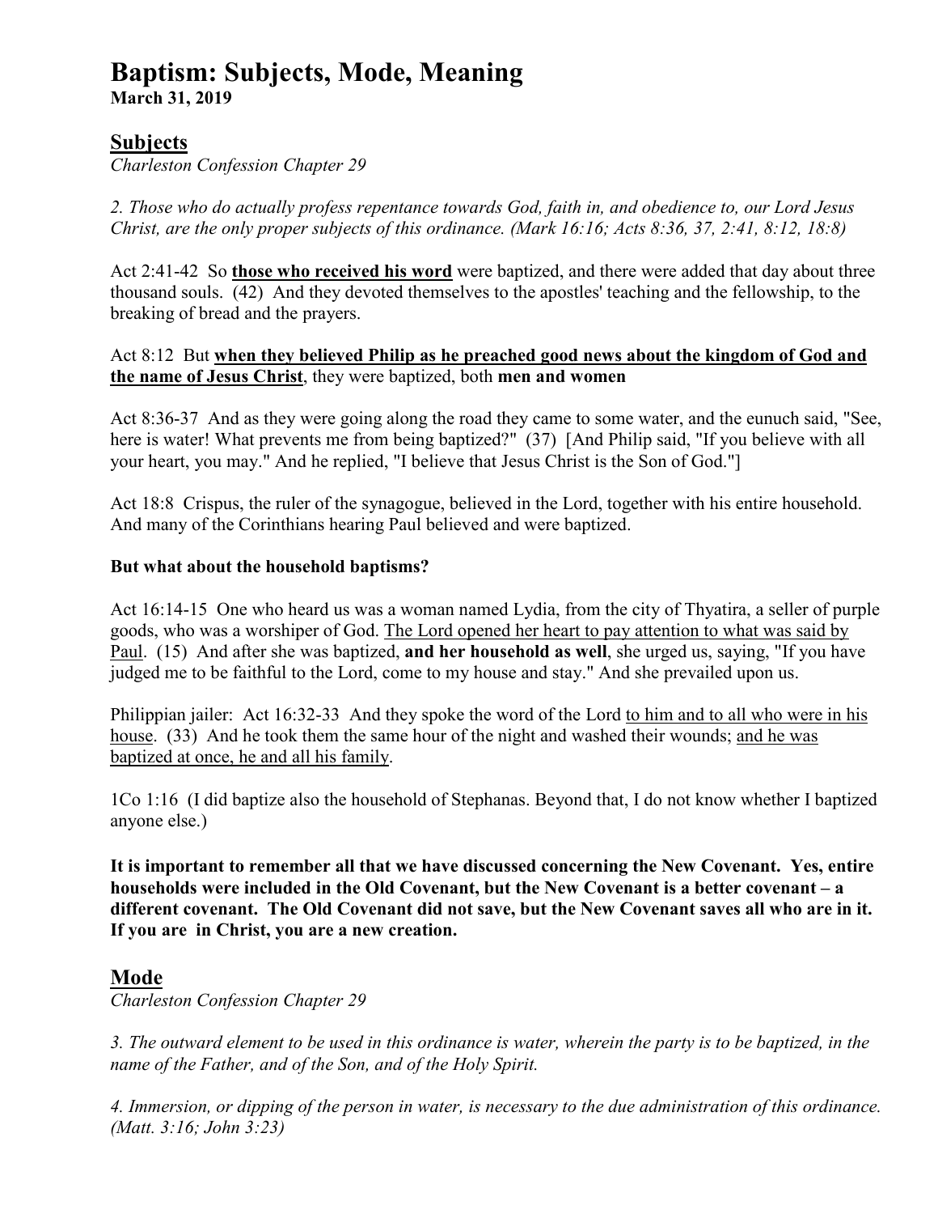# Baptism: Subjects, Mode, Meaning

**March 31, 2019**

## Subjects

*Charleston Confession Chapter 29*

*2. Those who do actually profess repentance towards God, faith in, and obedience to, our Lord Jesus Christ, are the only proper subjects of this ordinance. (Mark 16:16; Acts 8:36, 37, 2:41, 8:12, 18:8)*

Act 2:41-42 So <u>**those who received his word**</u> were baptized, and there were added that day about three thousand souls. (42) And they devoted themselves to the apostles' teaching and the fellowship, to the breaking of bread and the prayers.

Act 8:12 But <u>**when they believed Philip as he preached good news about the kingdom of God and the name of Jesus Christ**</u>, they were baptized, both **men and women**

Act 8:36-37 And as they were going along the road they came to some water, and the eunuch said, "See, here is water! What prevents me from being baptized?" (37) [And Philip said, "If you believe with all your heart, you may." And he replied, "I believe that Jesus Christ is the Son of God."]

Act 18:8 Crispus, the ruler of the synagogue, believed in the Lord, together with his entire household. And many of the Corinthians hearing Paul believed and were baptized.

**But what about the household baptisms?**

Act 16:14-15 One who heard us was a woman named Lydia, from the city of Thyatira, a seller of purple goods, who was a worshiper of God. <u>The Lord opened her heart to pay attention to what was said by Paul</u>. (15) And after she was baptized, **and her household as well**, she urged us, saying, "If you have judged me to be faithful to the Lord, come to my house and stay." And she prevailed upon us.

Philippian jailer: Act 16:32-33 And they spoke the word of the Lord <u>to him and to all who were in his house</u>. (33) And he took them the same hour of the night and washed their wounds; <u>and he was baptized at once, he and all his family</u>.

1Co 1:16 (I did baptize also the household of Stephanas. Beyond that, I do not know whether I baptized anyone else.)

**It is important to remember all that we have discussed concerning the New Covenant. Yes, entire households were included in the Old Covenant, but the New Covenant is a better covenant – a different covenant. The Old Covenant did not save, but the New Covenant saves all who are in it. If you are in Christ, you are a new creation.**

## Mode

*Charleston Confession Chapter 29*

*3. The outward element to be used in this ordinance is water, wherein the party is to be baptized, in the name of the Father, and of the Son, and of the Holy Spirit.*

*4. Immersion, or dipping of the person in water, is necessary to the due administration of this ordinance. (Matt. 3:16; John 3:23)*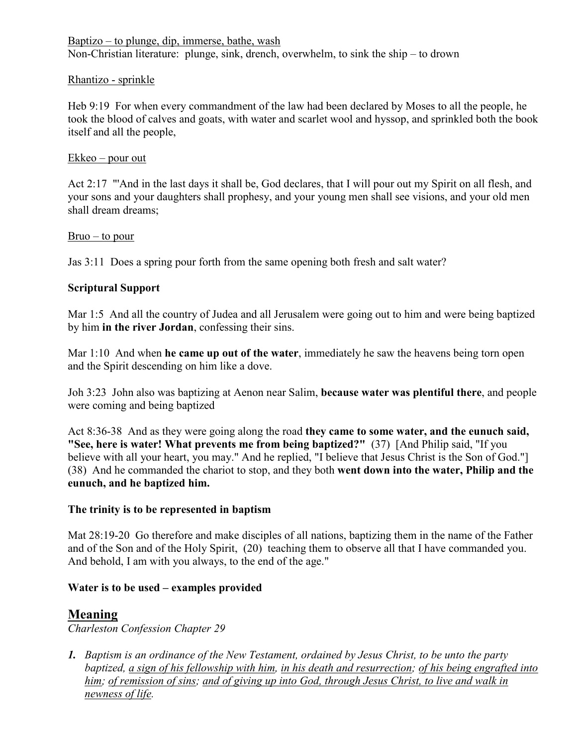Baptizo – to plunge, dip, immerse, bathe, wash
Non-Christian literature: plunge, sink, drench, overwhelm, to sink the ship – to drown

Rhantizo - sprinkle

Heb 9:19 For when every commandment of the law had been declared by Moses to all the people, he took the blood of calves and goats, with water and scarlet wool and hyssop, and sprinkled both the book itself and all the people,

Ekkeo – pour out

Act 2:17 "'And in the last days it shall be, God declares, that I will pour out my Spirit on all flesh, and your sons and your daughters shall prophesy, and your young men shall see visions, and your old men shall dream dreams;

Bruo – to pour

Jas 3:11 Does a spring pour forth from the same opening both fresh and salt water?

**Scriptural Support**

Mar 1:5 And all the country of Judea and all Jerusalem were going out to him and were being baptized by him **in the river Jordan**, confessing their sins.

Mar 1:10 And when **he came up out of the water**, immediately he saw the heavens being torn open and the Spirit descending on him like a dove.

Joh 3:23 John also was baptizing at Aenon near Salim, **because water was plentiful there**, and people were coming and being baptized

Act 8:36-38 And as they were going along the road **they came to some water, and the eunuch said, "See, here is water! What prevents me from being baptized?"** (37) [And Philip said, "If you believe with all your heart, you may." And he replied, "I believe that Jesus Christ is the Son of God."] (38) And he commanded the chariot to stop, and they both **went down into the water, Philip and the eunuch, and he baptized him.**

**The trinity is to be represented in baptism**

Mat 28:19-20 Go therefore and make disciples of all nations, baptizing them in the name of the Father and of the Son and of the Holy Spirit, (20) teaching them to observe all that I have commanded you. And behold, I am with you always, to the end of the age."

**Water is to be used – examples provided**

## Meaning

*Charleston Confession Chapter 29*

1. *Baptism is an ordinance of the New Testament, ordained by Jesus Christ, to be unto the party baptized, a sign of his fellowship with him, in his death and resurrection; of his being engrafted into him; of remission of sins; and of giving up into God, through Jesus Christ, to live and walk in newness of life.*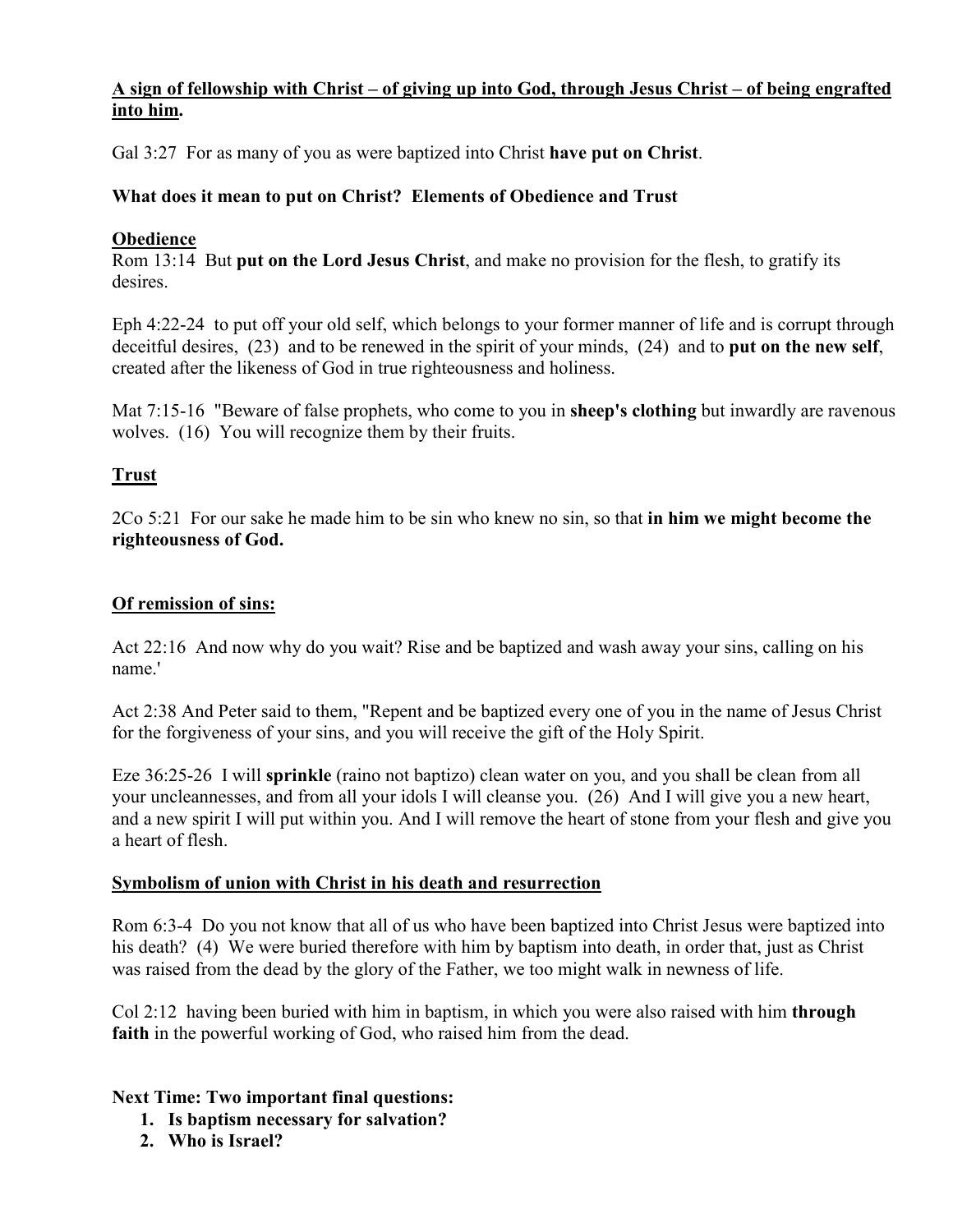**<u>A sign of fellowship with Christ – of giving up into God, through Jesus Christ – of being engrafted into him</u>.**

Gal 3:27 For as many of you as were baptized into Christ **have put on Christ**.

**What does it mean to put on Christ? Elements of Obedience and Trust**

**<u>Obedience</u>**

Rom 13:14 But **put on the Lord Jesus Christ**, and make no provision for the flesh, to gratify its desires.

Eph 4:22-24 to put off your old self, which belongs to your former manner of life and is corrupt through deceitful desires, (23) and to be renewed in the spirit of your minds, (24) and to **put on the new self**, created after the likeness of God in true righteousness and holiness.

Mat 7:15-16 "Beware of false prophets, who come to you in **sheep's clothing** but inwardly are ravenous wolves. (16) You will recognize them by their fruits.

**<u>Trust</u>**

2Co 5:21 For our sake he made him to be sin who knew no sin, so that **in him we might become the righteousness of God.**

**<u>Of remission of sins:</u>**

Act 22:16 And now why do you wait? Rise and be baptized and wash away your sins, calling on his name.'

Act 2:38 And Peter said to them, "Repent and be baptized every one of you in the name of Jesus Christ for the forgiveness of your sins, and you will receive the gift of the Holy Spirit.

Eze 36:25-26 I will **sprinkle** (raino not baptizo) clean water on you, and you shall be clean from all your uncleannesses, and from all your idols I will cleanse you. (26) And I will give you a new heart, and a new spirit I will put within you. And I will remove the heart of stone from your flesh and give you a heart of flesh.

**<u>Symbolism of union with Christ in his death and resurrection</u>**

Rom 6:3-4 Do you not know that all of us who have been baptized into Christ Jesus were baptized into his death? (4) We were buried therefore with him by baptism into death, in order that, just as Christ was raised from the dead by the glory of the Father, we too might walk in newness of life.

Col 2:12 having been buried with him in baptism, in which you were also raised with him **through faith** in the powerful working of God, who raised him from the dead.

**Next Time: Two important final questions:**

1. **Is baptism necessary for salvation?**
2. **Who is Israel?**